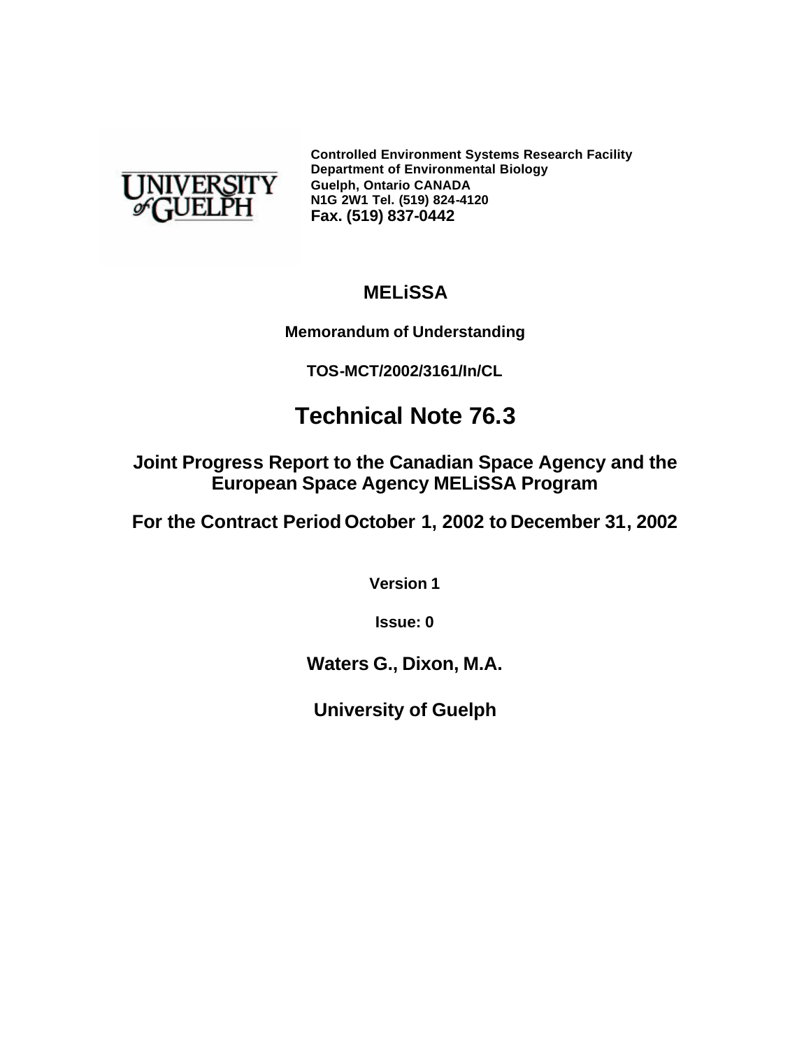UNIVERSITY of GUELPH

**Controlled Environment Systems Research Facility**
**Department of Environmental Biology**
**Guelph, Ontario CANADA**
**N1G 2W1 Tel. (519) 824-4120**
**Fax. (519) 837-0442**

**MELiSSA**

**Memorandum of Understanding**

**TOS-MCT/2002/3161/In/CL**

# Technical Note 76.3

## Joint Progress Report to the Canadian Space Agency and the European Space Agency MELiSSA Program

## For the Contract Period October 1, 2002 to December 31, 2002

**Version 1**

**Issue: 0**

**Waters G., Dixon, M.A.**

**University of Guelph**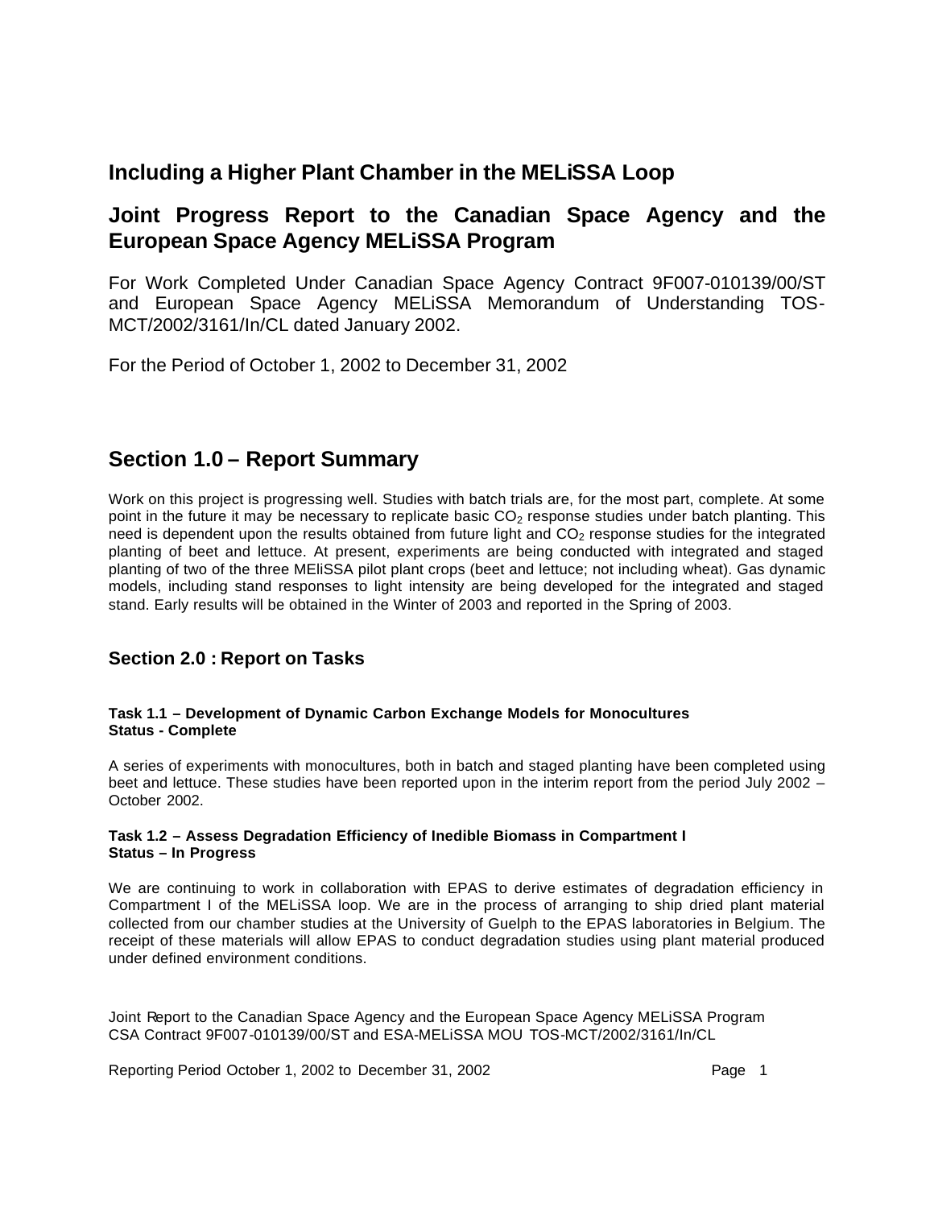## Including a Higher Plant Chamber in the MELiSSA Loop

## Joint Progress Report to the Canadian Space Agency and the European Space Agency MELiSSA Program

For Work Completed Under Canadian Space Agency Contract 9F007-010139/00/ST and European Space Agency MELiSSA Memorandum of Understanding TOS-MCT/2002/3161/In/CL dated January 2002.

For the Period of October 1, 2002 to December 31, 2002

## Section 1.0 – Report Summary

Work on this project is progressing well. Studies with batch trials are, for the most part, complete. At some point in the future it may be necessary to replicate basic $CO_2$ response studies under batch planting. This need is dependent upon the results obtained from future light and $CO_2$ response studies for the integrated planting of beet and lettuce. At present, experiments are being conducted with integrated and staged planting of two of the three MEliSSA pilot plant crops (beet and lettuce; not including wheat). Gas dynamic models, including stand responses to light intensity are being developed for the integrated and staged stand. Early results will be obtained in the Winter of 2003 and reported in the Spring of 2003.

### Section 2.0 : Report on Tasks

**Task 1.1 – Development of Dynamic Carbon Exchange Models for Monocultures**
**Status - Complete**

A series of experiments with monocultures, both in batch and staged planting have been completed using beet and lettuce. These studies have been reported upon in the interim report from the period July 2002 – October 2002.

**Task 1.2 – Assess Degradation Efficiency of Inedible Biomass in Compartment I**
**Status – In Progress**

We are continuing to work in collaboration with EPAS to derive estimates of degradation efficiency in Compartment I of the MELiSSA loop. We are in the process of arranging to ship dried plant material collected from our chamber studies at the University of Guelph to the EPAS laboratories in Belgium. The receipt of these materials will allow EPAS to conduct degradation studies using plant material produced under defined environment conditions.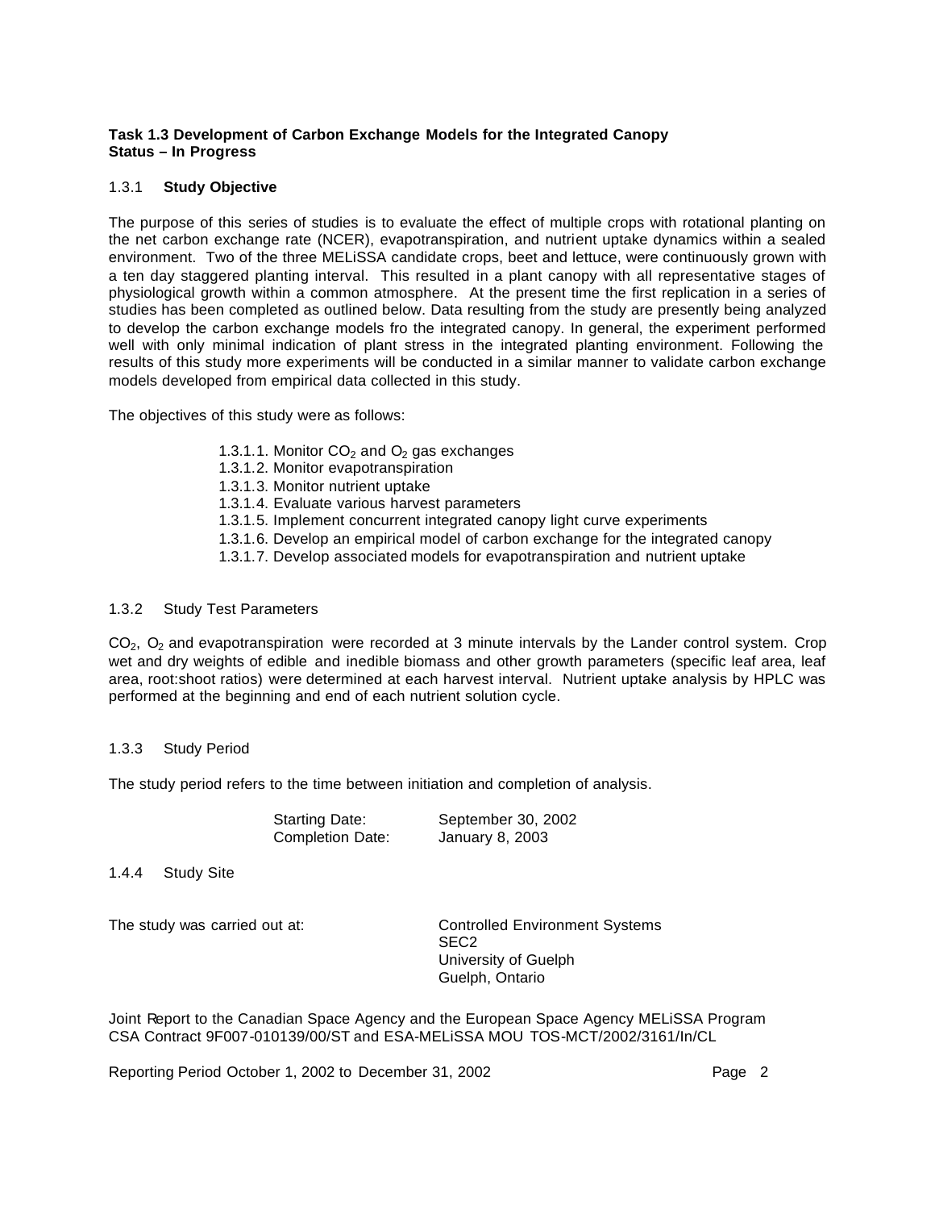**Task 1.3 Development of Carbon Exchange Models for the Integrated Canopy**
**Status – In Progress**

### 1.3.1 **Study Objective**

The purpose of this series of studies is to evaluate the effect of multiple crops with rotational planting on the net carbon exchange rate (NCER), evapotranspiration, and nutrient uptake dynamics within a sealed environment. Two of the three MELiSSA candidate crops, beet and lettuce, were continuously grown with a ten day staggered planting interval. This resulted in a plant canopy with all representative stages of physiological growth within a common atmosphere. At the present time the first replication in a series of studies has been completed as outlined below. Data resulting from the study are presently being analyzed to develop the carbon exchange models fro the integrated canopy. In general, the experiment performed well with only minimal indication of plant stress in the integrated planting environment. Following the results of this study more experiments will be conducted in a similar manner to validate carbon exchange models developed from empirical data collected in this study.

The objectives of this study were as follows:

- 1.3.1.1. Monitor $CO_2$ and $O_2$ gas exchanges
- 1.3.1.2. Monitor evapotranspiration
- 1.3.1.3. Monitor nutrient uptake
- 1.3.1.4. Evaluate various harvest parameters
- 1.3.1.5. Implement concurrent integrated canopy light curve experiments
- 1.3.1.6. Develop an empirical model of carbon exchange for the integrated canopy
- 1.3.1.7. Develop associated models for evapotranspiration and nutrient uptake

### 1.3.2 Study Test Parameters

$CO_2$, $O_2$ and evapotranspiration were recorded at 3 minute intervals by the Lander control system. Crop wet and dry weights of edible and inedible biomass and other growth parameters (specific leaf area, leaf area, root:shoot ratios) were determined at each harvest interval. Nutrient uptake analysis by HPLC was performed at the beginning and end of each nutrient solution cycle.

### 1.3.3 Study Period

The study period refers to the time between initiation and completion of analysis.

| | |
|---|---|
| Starting Date: | September 30, 2002 |
| Completion Date: | January 8, 2003 |

### 1.4.4 Study Site

The study was carried out at:

Controlled Environment Systems
SEC2
University of Guelph
Guelph, Ontario

Joint Report to the Canadian Space Agency and the European Space Agency MELiSSA Program
CSA Contract 9F007-010139/00/ST and ESA-MELiSSA MOU TOS-MCT/2002/3161/In/CL

Reporting Period October 1, 2002 to December 31, 2002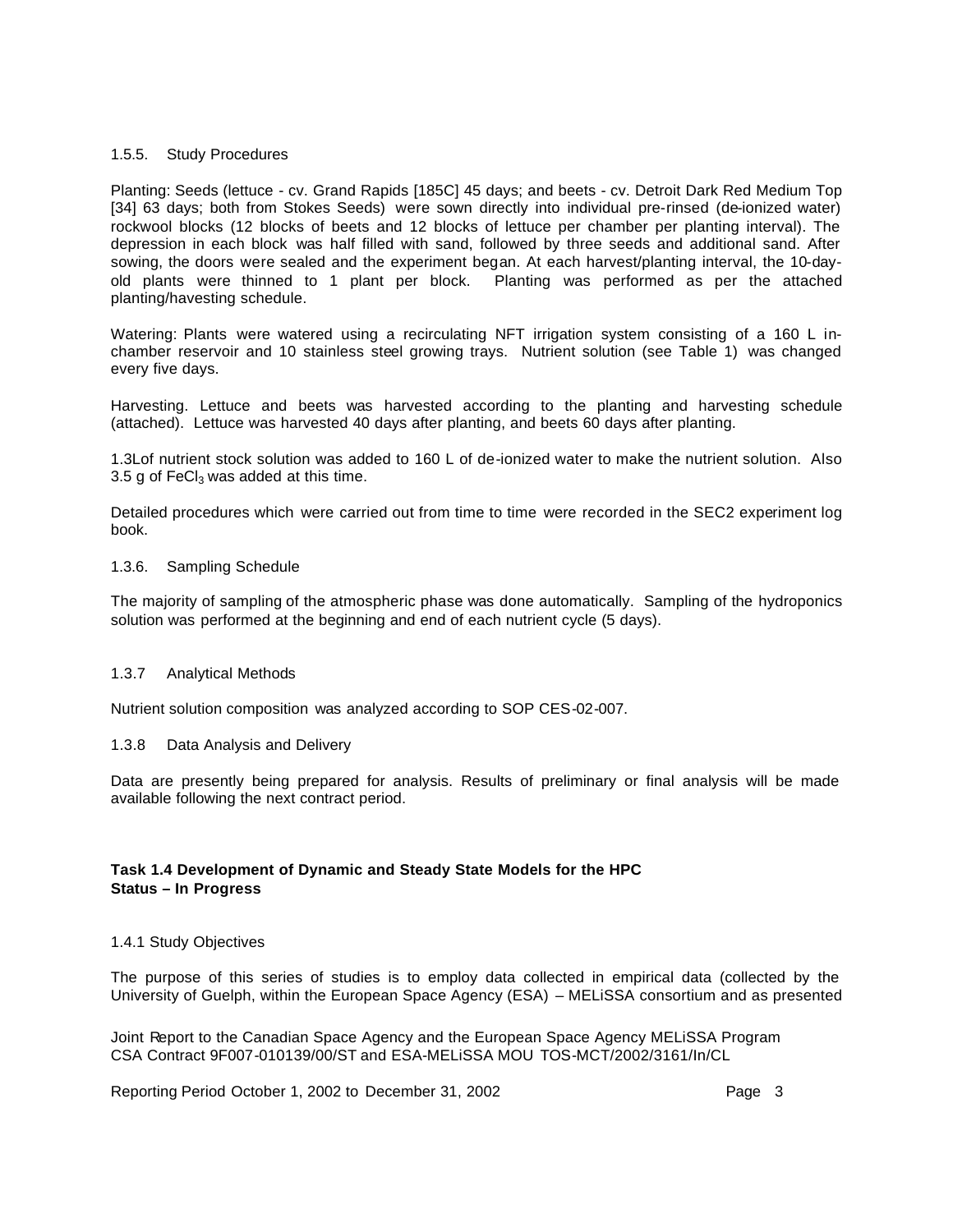#### 1.5.5. Study Procedures

Planting: Seeds (lettuce - cv. Grand Rapids [185C] 45 days; and beets - cv. Detroit Dark Red Medium Top [34] 63 days; both from Stokes Seeds) were sown directly into individual pre-rinsed (de-ionized water) rockwool blocks (12 blocks of beets and 12 blocks of lettuce per chamber per planting interval). The depression in each block was half filled with sand, followed by three seeds and additional sand. After sowing, the doors were sealed and the experiment began. At each harvest/planting interval, the 10-day-old plants were thinned to 1 plant per block. Planting was performed as per the attached planting/havesting schedule.

Watering: Plants were watered using a recirculating NFT irrigation system consisting of a 160 L in-chamber reservoir and 10 stainless steel growing trays. Nutrient solution (see Table 1) was changed every five days.

Harvesting. Lettuce and beets was harvested according to the planting and harvesting schedule (attached). Lettuce was harvested 40 days after planting, and beets 60 days after planting.

1.3Lof nutrient stock solution was added to 160 L of de-ionized water to make the nutrient solution. Also 3.5 g of $FeCl_3$ was added at this time.

Detailed procedures which were carried out from time to time were recorded in the SEC2 experiment log book.

#### 1.3.6. Sampling Schedule

The majority of sampling of the atmospheric phase was done automatically. Sampling of the hydroponics solution was performed at the beginning and end of each nutrient cycle (5 days).

#### 1.3.7 Analytical Methods

Nutrient solution composition was analyzed according to SOP CES-02-007.

#### 1.3.8 Data Analysis and Delivery

Data are presently being prepared for analysis. Results of preliminary or final analysis will be made available following the next contract period.

### Task 1.4 Development of Dynamic and Steady State Models for the HPC
**Status – In Progress**

#### 1.4.1 Study Objectives

The purpose of this series of studies is to employ data collected in empirical data (collected by the University of Guelph, within the European Space Agency (ESA) – MELiSSA consortium and as presented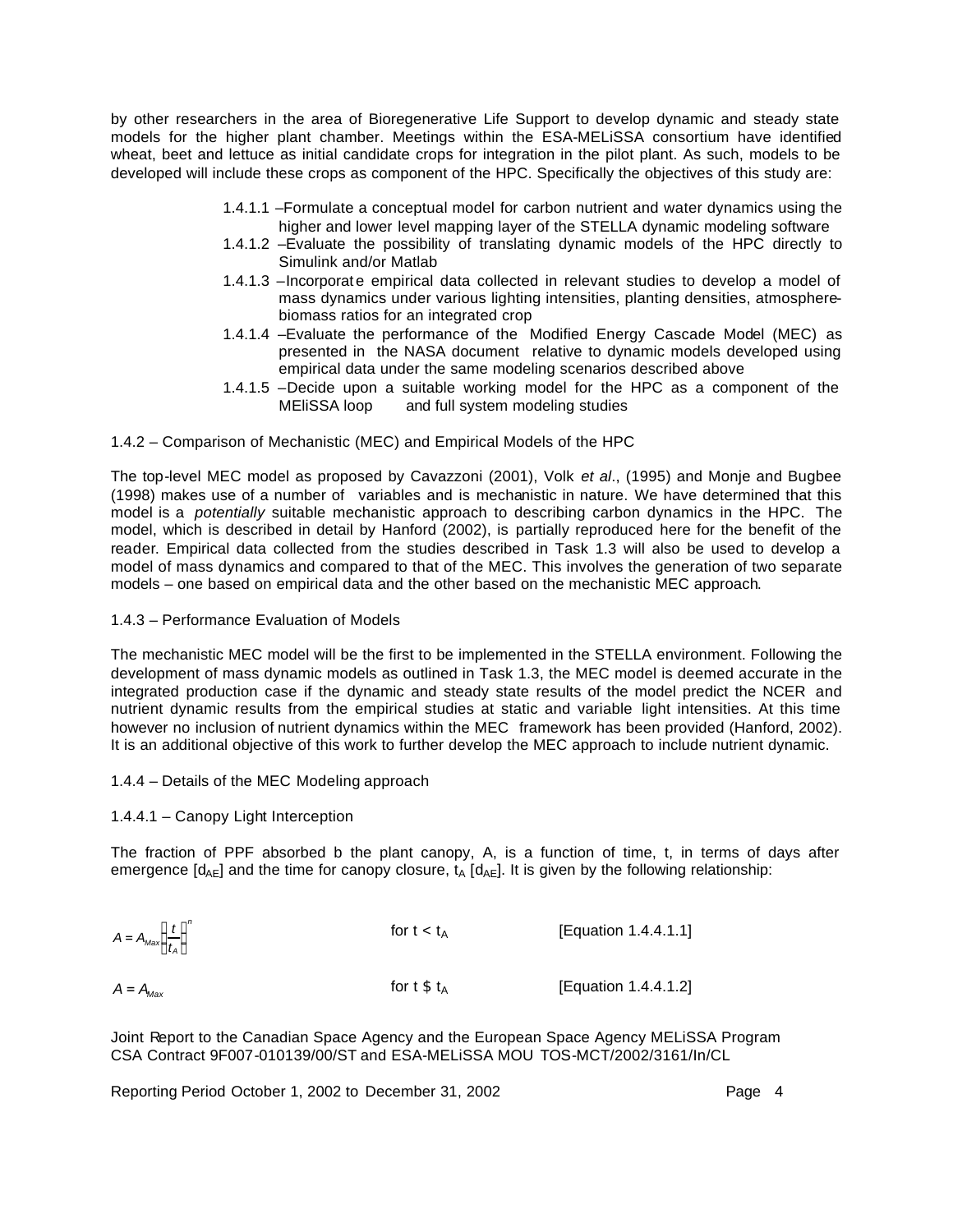by other researchers in the area of Bioregenerative Life Support to develop dynamic and steady state models for the higher plant chamber. Meetings within the ESA-MELiSSA consortium have identified wheat, beet and lettuce as initial candidate crops for integration in the pilot plant. As such, models to be developed will include these crops as component of the HPC. Specifically the objectives of this study are:

- 1.4.1.1 –Formulate a conceptual model for carbon nutrient and water dynamics using the higher and lower level mapping layer of the STELLA dynamic modeling software
- 1.4.1.2 –Evaluate the possibility of translating dynamic models of the HPC directly to Simulink and/or Matlab
- 1.4.1.3 –Incorporate empirical data collected in relevant studies to develop a model of mass dynamics under various lighting intensities, planting densities, atmosphere-biomass ratios for an integrated crop
- 1.4.1.4 –Evaluate the performance of the Modified Energy Cascade Model (MEC) as presented in the NASA document relative to dynamic models developed using empirical data under the same modeling scenarios described above
- 1.4.1.5 –Decide upon a suitable working model for the HPC as a component of the MEliSSA loop and full system modeling studies

1.4.2 – Comparison of Mechanistic (MEC) and Empirical Models of the HPC

The top-level MEC model as proposed by Cavazzoni (2001), Volk *et al*., (1995) and Monje and Bugbee (1998) makes use of a number of variables and is mechanistic in nature. We have determined that this model is a *potentially* suitable mechanistic approach to describing carbon dynamics in the HPC. The model, which is described in detail by Hanford (2002), is partially reproduced here for the benefit of the reader. Empirical data collected from the studies described in Task 1.3 will also be used to develop a model of mass dynamics and compared to that of the MEC. This involves the generation of two separate models – one based on empirical data and the other based on the mechanistic MEC approach.

1.4.3 – Performance Evaluation of Models

The mechanistic MEC model will be the first to be implemented in the STELLA environment. Following the development of mass dynamic models as outlined in Task 1.3, the MEC model is deemed accurate in the integrated production case if the dynamic and steady state results of the model predict the NCER and nutrient dynamic results from the empirical studies at static and variable light intensities. At this time however no inclusion of nutrient dynamics within the MEC framework has been provided (Hanford, 2002). It is an additional objective of this work to further develop the MEC approach to include nutrient dynamic.

1.4.4 – Details of the MEC Modeling approach

1.4.4.1 – Canopy Light Interception

The fraction of PPF absorbed b the plant canopy, A, is a function of time, t, in terms of days after emergence [$d_{AE}$] and the time for canopy closure, $t_A$ [$d_{AE}$]. It is given by the following relationship:

$$A = A_{Max}\left(\frac{t}{t_A}\right)^n \qquad \text{for } t < t_A \qquad \text{[Equation 1.4.4.1.1]}$$

$$A = A_{Max} \qquad \text{for } t \geq t_A \qquad \text{[Equation 1.4.4.1.2]}$$

Joint Report to the Canadian Space Agency and the European Space Agency MELiSSA Program
CSA Contract 9F007-010139/00/ST and ESA-MELiSSA MOU TOS-MCT/2002/3161/In/CL

Reporting Period October 1, 2002 to December 31, 2002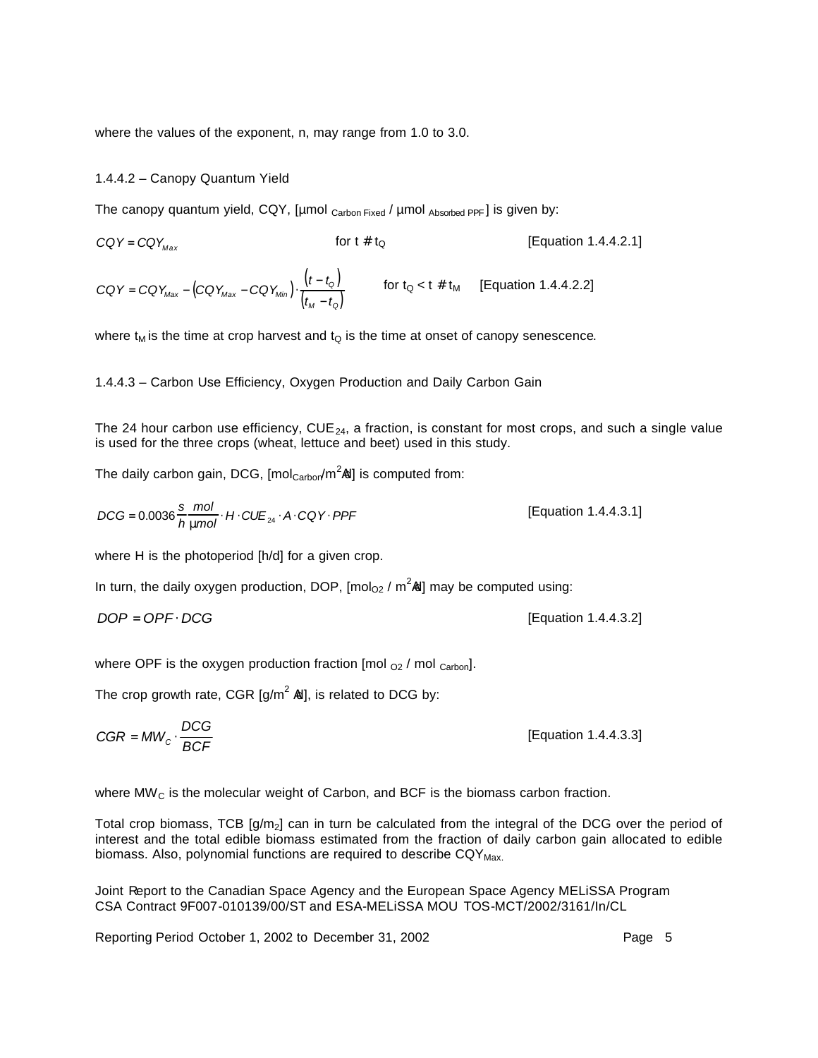where the values of the exponent, n, may range from 1.0 to 3.0.

### 1.4.4.2 – Canopy Quantum Yield

The canopy quantum yield, CQY, [μmol $_{\text{Carbon Fixed}}$ / μmol $_{\text{Absorbed PPF}}$] is given by:

$$CQY = CQY_{Max} \qquad \text{for } t \leq t_Q \qquad \text{[Equation 1.4.4.2.1]}$$

$$CQY = CQY_{Max} - \left(CQY_{Max} - CQY_{Min}\right) \cdot \frac{\left(t - t_Q\right)}{\left(t_M - t_Q\right)} \qquad \text{for } t_Q < t \leq t_M \qquad \text{[Equation 1.4.4.2.2]}$$

where $t_M$ is the time at crop harvest and $t_Q$ is the time at onset of canopy senescence.

### 1.4.4.3 – Carbon Use Efficiency, Oxygen Production and Daily Carbon Gain

The 24 hour carbon use efficiency, $CUE_{24}$, a fraction, is constant for most crops, and such a single value is used for the three crops (wheat, lettuce and beet) used in this study.

The daily carbon gain, DCG, [$mol_{Carbon}/m^2 \cdot d$] is computed from:

$$DCG = 0.0036 \frac{s}{h} \frac{mol}{\mu mol} \cdot H \cdot CUE_{24} \cdot A \cdot CQY \cdot PPF \qquad \text{[Equation 1.4.4.3.1]}$$

where H is the photoperiod [h/d] for a given crop.

In turn, the daily oxygen production, DOP, [$mol_{O2} / m^2 \cdot d$] may be computed using:

$$DOP = OPF \cdot DCG \qquad \text{[Equation 1.4.4.3.2]}$$

where OPF is the oxygen production fraction [mol $_{O2}$ / mol $_{\text{Carbon}}$].

The crop growth rate, CGR [$g/m^2 \cdot d$], is related to DCG by:

$$CGR = MW_C \cdot \frac{DCG}{BCF} \qquad \text{[Equation 1.4.4.3.3]}$$

where $MW_C$ is the molecular weight of Carbon, and BCF is the biomass carbon fraction.

Total crop biomass, TCB [$g/m_2$] can in turn be calculated from the integral of the DCG over the period of interest and the total edible biomass estimated from the fraction of daily carbon gain allocated to edible biomass. Also, polynomial functions are required to describe $CQY_{Max.}$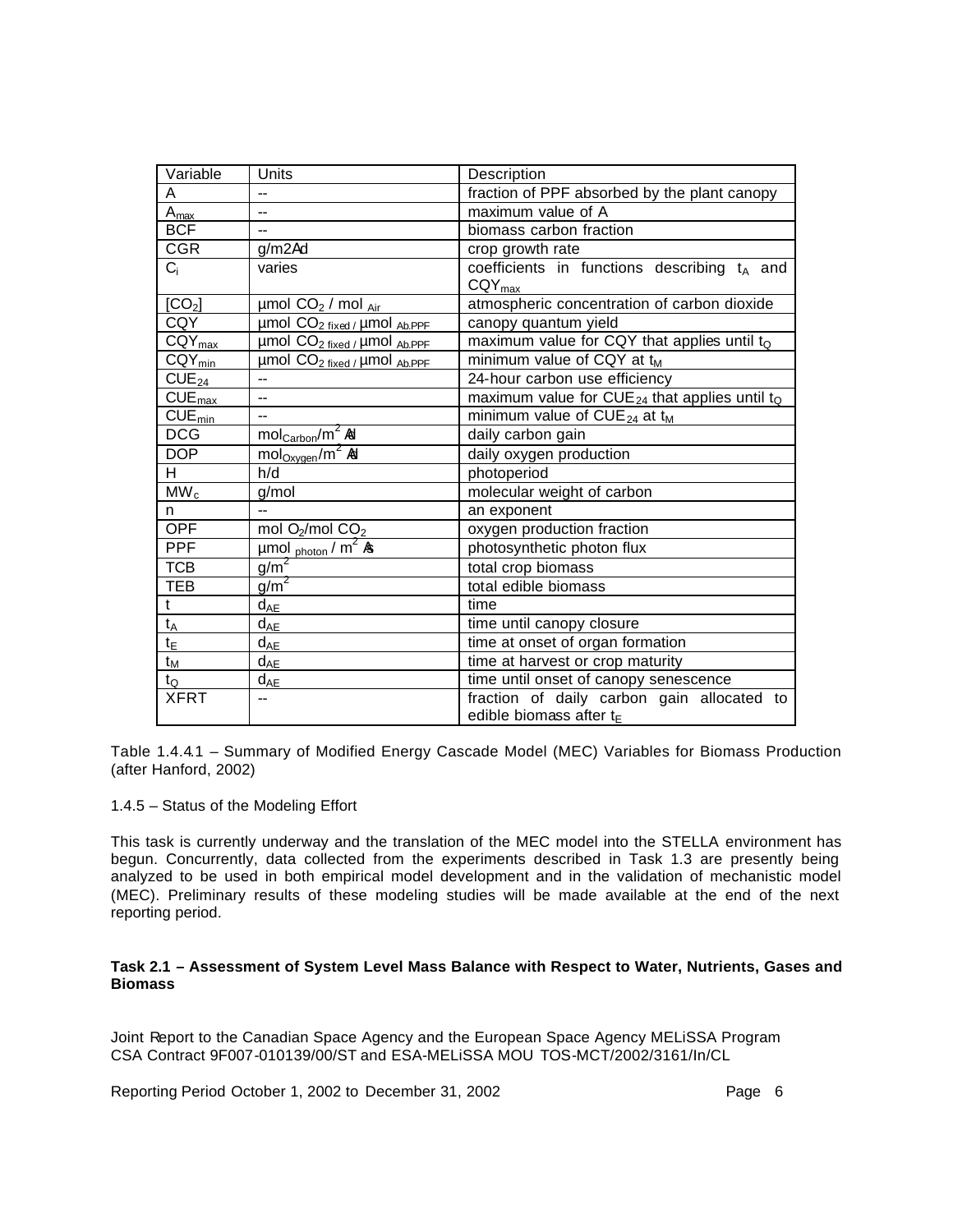| Variable | Units | Description |
| --- | --- | --- |
| A | -- | fraction of PPF absorbed by the plant canopy |
| $A_{max}$ | -- | maximum value of A |
| BCF | -- | biomass carbon fraction |
| CGR | g/m2Ad | crop growth rate |
| $C_i$ | varies | coefficients in functions describing $t_A$ and $CQY_{max}$ |
| $[CO_2]$ | µmol $CO_2$ / mol $_{Air}$ | atmospheric concentration of carbon dioxide |
| CQY | µmol $CO_{2\ fixed}$ / µmol $_{Ab.PPF}$ | canopy quantum yield |
| $CQY_{max}$ | µmol $CO_{2\ fixed}$ / µmol $_{Ab.PPF}$ | maximum value for CQY that applies until $t_Q$ |
| $CQY_{min}$ | µmol $CO_{2\ fixed}$ / µmol $_{Ab.PPF}$ | minimum value of CQY at $t_M$ |
| $CUE_{24}$ | -- | 24-hour carbon use efficiency |
| $CUE_{max}$ | -- | maximum value for $CUE_{24}$ that applies until $t_Q$ |
| $CUE_{min}$ | -- | minimum value of $CUE_{24}$ at $t_M$ |
| DCG | $mol_{Carbon}/m^2$ Ad | daily carbon gain |
| DOP | $mol_{Oxygen}/m^2$ Ad | daily oxygen production |
| H | h/d | photoperiod |
| $MW_c$ | g/mol | molecular weight of carbon |
| n | -- | an exponent |
| OPF | mol $O_2$/mol $CO_2$ | oxygen production fraction |
| PPF | µmol $_{photon}$ / $m^2$ As | photosynthetic photon flux |
| TCB | $g/m^2$ | total crop biomass |
| TEB | $g/m^2$ | total edible biomass |
| t | $d_{AE}$ | time |
| $t_A$ | $d_{AE}$ | time until canopy closure |
| $t_E$ | $d_{AE}$ | time at onset of organ formation |
| $t_M$ | $d_{AE}$ | time at harvest or crop maturity |
| $t_Q$ | $d_{AE}$ | time until onset of canopy senescence |
| XFRT | -- | fraction of daily carbon gain allocated to edible biomass after $t_E$ |

Table 1.4.4.1 – Summary of Modified Energy Cascade Model (MEC) Variables for Biomass Production (after Hanford, 2002)

1.4.5 – Status of the Modeling Effort

This task is currently underway and the translation of the MEC model into the STELLA environment has begun. Concurrently, data collected from the experiments described in Task 1.3 are presently being analyzed to be used in both empirical model development and in the validation of mechanistic model (MEC). Preliminary results of these modeling studies will be made available at the end of the next reporting period.

**Task 2.1 – Assessment of System Level Mass Balance with Respect to Water, Nutrients, Gases and Biomass**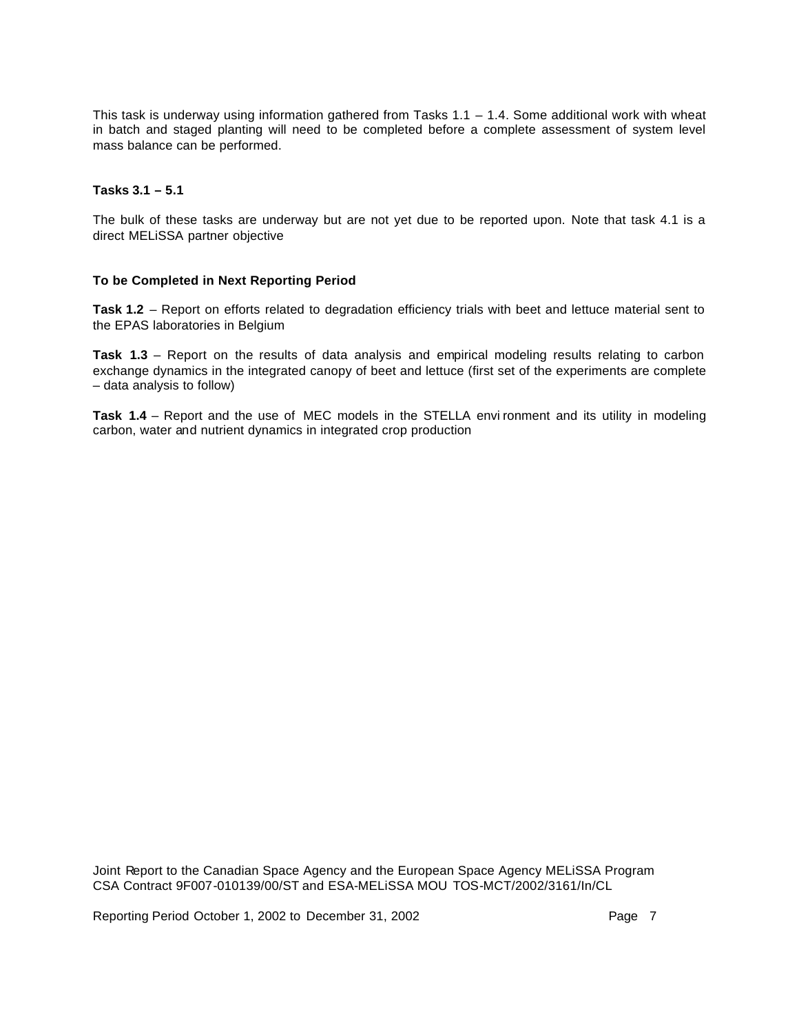This task is underway using information gathered from Tasks 1.1 – 1.4. Some additional work with wheat in batch and staged planting will need to be completed before a complete assessment of system level mass balance can be performed.

**Tasks 3.1 – 5.1**

The bulk of these tasks are underway but are not yet due to be reported upon. Note that task 4.1 is a direct MELiSSA partner objective

**To be Completed in Next Reporting Period**

**Task 1.2** – Report on efforts related to degradation efficiency trials with beet and lettuce material sent to the EPAS laboratories in Belgium

**Task 1.3** – Report on the results of data analysis and empirical modeling results relating to carbon exchange dynamics in the integrated canopy of beet and lettuce (first set of the experiments are complete – data analysis to follow)

**Task 1.4** – Report and the use of MEC models in the STELLA environment and its utility in modeling carbon, water and nutrient dynamics in integrated crop production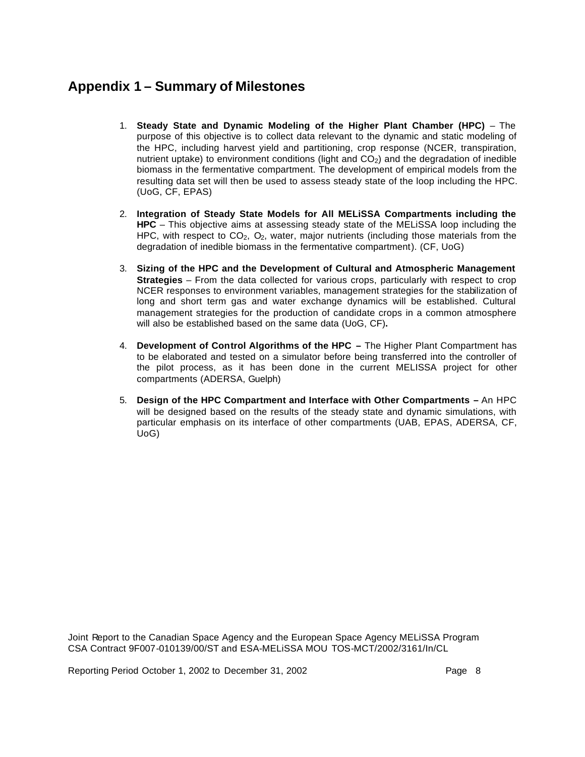## Appendix 1 – Summary of Milestones

1. **Steady State and Dynamic Modeling of the Higher Plant Chamber (HPC)** – The purpose of this objective is to collect data relevant to the dynamic and static modeling of the HPC, including harvest yield and partitioning, crop response (NCER, transpiration, nutrient uptake) to environment conditions (light and $CO_2$) and the degradation of inedible biomass in the fermentative compartment. The development of empirical models from the resulting data set will then be used to assess steady state of the loop including the HPC. (UoG, CF, EPAS)

2. **Integration of Steady State Models for All MELiSSA Compartments including the HPC** – This objective aims at assessing steady state of the MELiSSA loop including the HPC, with respect to $CO_2$, $O_2$, water, major nutrients (including those materials from the degradation of inedible biomass in the fermentative compartment). (CF, UoG)

3. **Sizing of the HPC and the Development of Cultural and Atmospheric Management Strategies** – From the data collected for various crops, particularly with respect to crop NCER responses to environment variables, management strategies for the stabilization of long and short term gas and water exchange dynamics will be established. Cultural management strategies for the production of candidate crops in a common atmosphere will also be established based on the same data (UoG, CF)**.**

4. **Development of Control Algorithms of the HPC –** The Higher Plant Compartment has to be elaborated and tested on a simulator before being transferred into the controller of the pilot process, as it has been done in the current MELISSA project for other compartments (ADERSA, Guelph)

5. **Design of the HPC Compartment and Interface with Other Compartments –** An HPC will be designed based on the results of the steady state and dynamic simulations, with particular emphasis on its interface of other compartments (UAB, EPAS, ADERSA, CF, UoG)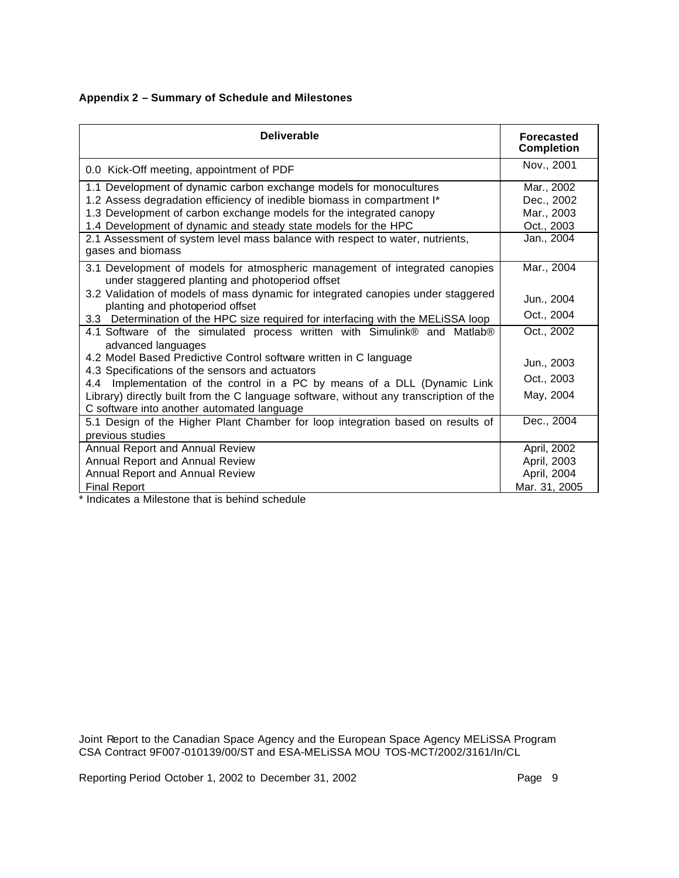**Appendix 2 – Summary of Schedule and Milestones**

| Deliverable | Forecasted Completion |
|---|---|
| 0.0 Kick-Off meeting, appointment of PDF | Nov., 2001 |
| 1.1 Development of dynamic carbon exchange models for monocultures | Mar., 2002 |
| 1.2 Assess degradation efficiency of inedible biomass in compartment I* | Dec., 2002 |
| 1.3 Development of carbon exchange models for the integrated canopy | Mar., 2003 |
| 1.4 Development of dynamic and steady state models for the HPC | Oct., 2003 |
| 2.1 Assessment of system level mass balance with respect to water, nutrients, gases and biomass | Jan., 2004 |
| 3.1 Development of models for atmospheric management of integrated canopies under staggered planting and photoperiod offset | Mar., 2004 |
| 3.2 Validation of models of mass dynamic for integrated canopies under staggered planting and photoperiod offset | Jun., 2004 |
| 3.3 Determination of the HPC size required for interfacing with the MELiSSA loop | Oct., 2004 |
| 4.1 Software of the simulated process written with Simulink® and Matlab® advanced languages | Oct., 2002 |
| 4.2 Model Based Predictive Control software written in C language | Jun., 2003 |
| 4.3 Specifications of the sensors and actuators | Oct., 2003 |
| 4.4 Implementation of the control in a PC by means of a DLL (Dynamic Link Library) directly built from the C language software, without any transcription of the C software into another automated language | May, 2004 |
| 5.1 Design of the Higher Plant Chamber for loop integration based on results of previous studies | Dec., 2004 |
| Annual Report and Annual Review | April, 2002 |
| Annual Report and Annual Review | April, 2003 |
| Annual Report and Annual Review | April, 2004 |
| Final Report | Mar. 31, 2005 |

* Indicates a Milestone that is behind schedule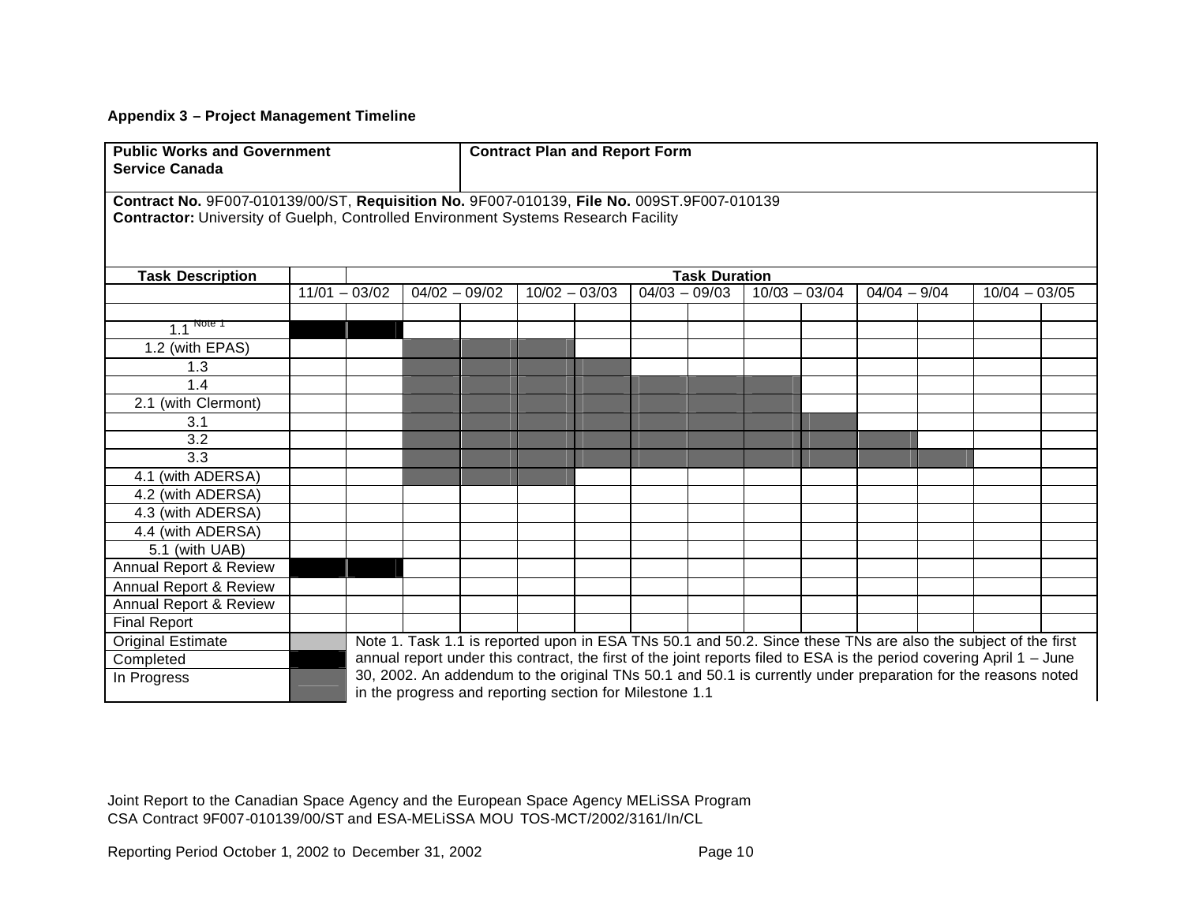**Appendix 3 – Project Management Timeline**

| **Public Works and Government Service Canada** | **Contract Plan and Report Form** |
|---|---|

**Contract No.** 9F007-010139/00/ST, **Requisition No.** 9F007-010139, **File No.** 009ST.9F007-010139
**Contractor:** University of Guelph, Controlled Environment Systems Research Facility

| **Task Description** | **Task Duration** | | | | | | | | | | | | | |
|---|---|---|---|---|---|---|---|---|---|---|---|---|---|---|
| | 11/01 – 03/02 | | 04/02 – 09/02 | | 10/02 – 03/03 | | 04/03 – 09/03 | | 10/03 – 03/04 | | 04/04 – 9/04 | | 10/04 – 03/05 | |
| | | | | | | | | | | | | | | |
| 1.1 [Note 1] | Completed | Completed | | | | | | | | | | | | |
| 1.2 (with EPAS) | | | In Progress | In Progress | In Progress | | | | | | | | | |
| 1.3 | | | In Progress | In Progress | In Progress | In Progress | | | | | | | | |
| 1.4 | | | In Progress | In Progress | In Progress | In Progress | In Progress | In Progress | In Progress | | | | | |
| 2.1 (with Clermont) | | | In Progress | In Progress | In Progress | In Progress | In Progress | In Progress | In Progress | | | | | |
| 3.1 | | | In Progress | In Progress | In Progress | In Progress | In Progress | In Progress | In Progress | In Progress | | | | |
| 3.2 | | | In Progress | In Progress | In Progress | In Progress | In Progress | In Progress | In Progress | In Progress | In Progress | | | |
| 3.3 | | | In Progress | In Progress | In Progress | In Progress | In Progress | In Progress | In Progress | In Progress | In Progress | In Progress | | |
| 4.1 (with ADERSA) | | | In Progress | In Progress | In Progress | | | | | | | | | |
| 4.2 (with ADERSA) | | | | | | | | | | | | | | |
| 4.3 (with ADERSA) | | | | | | | | | | | | | | |
| 4.4 (with ADERSA) | | | | | | | | | | | | | | |
| 5.1 (with UAB) | | | | | | | | | | | | | | |
| Annual Report & Review | Completed | Completed | | | | | | | | | | | | |
| Annual Report & Review | | | | | | | | | | | | | | |
| Annual Report & Review | | | | | | | | | | | | | | |
| Final Report | | | | | | | | | | | | | | |

**Legend:** Original Estimate (light grey); Completed (black); In Progress (dark grey)

Note 1. Task 1.1 is reported upon in ESA TNs 50.1 and 50.2. Since these TNs are also the subject of the first annual report under this contract, the first of the joint reports filed to ESA is the period covering April 1 – June 30, 2002. An addendum to the original TNs 50.1 and 50.1 is currently under preparation for the reasons noted in the progress and reporting section for Milestone 1.1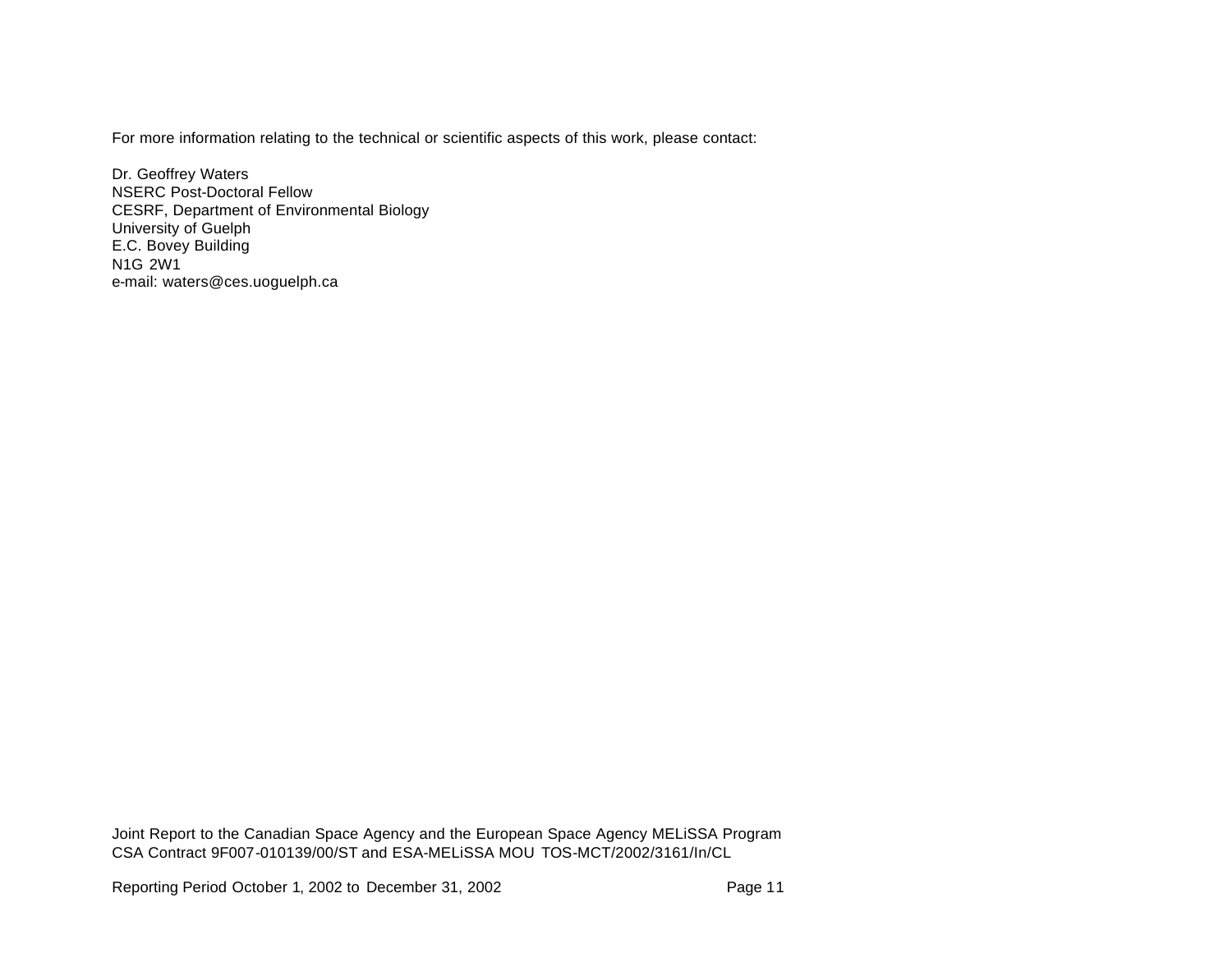For more information relating to the technical or scientific aspects of this work, please contact:

Dr. Geoffrey Waters
NSERC Post-Doctoral Fellow
CESRF, Department of Environmental Biology
University of Guelph
E.C. Bovey Building
N1G 2W1
e-mail: waters@ces.uoguelph.ca